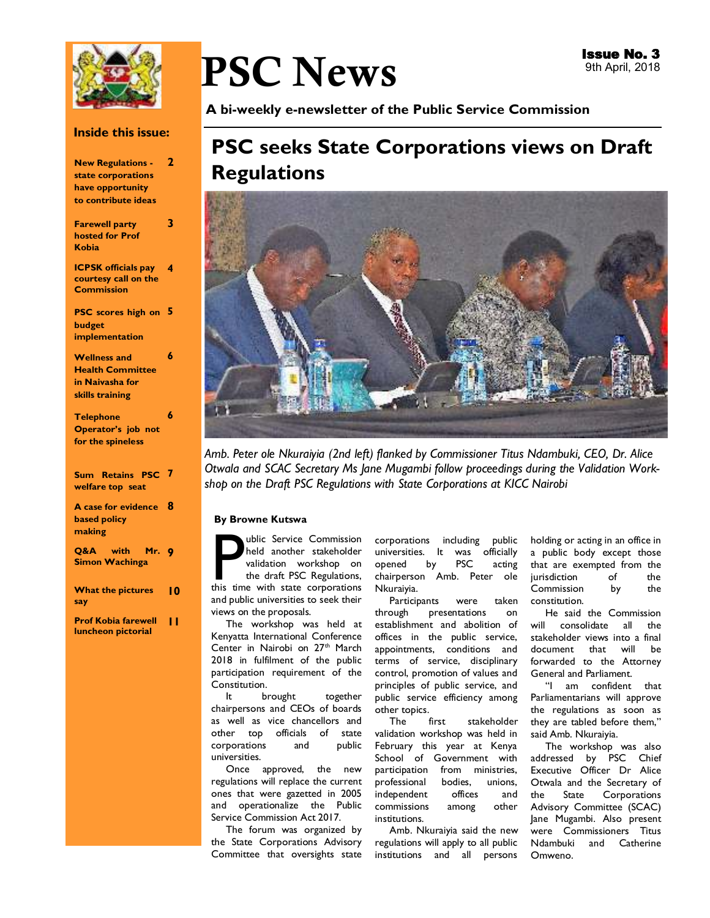# PSC News

**Issue No. 3**
9th April, 2018

**A bi-weekly e-newsletter of the Public Service Commission**

**Inside this issue:**

- **New Regulations - state corporations have opportunity to contribute ideas** 2
- **Farewell party hosted for Prof Kobia** 3
- **ICPSK officials pay courtesy call on the Commission** 4
- **PSC scores high on budget implementation** 5
- **Wellness and Health Committee in Naivasha for skills training** 6
- **Telephone Operator's job not for the spineless** 6
- **Sum Retains PSC welfare top seat** 7
- **A case for evidence based policy making** 8
- **Q&A with Mr. Simon Wachinga** 9
- **What the pictures say** 10
- **Prof Kobia farewell luncheon pictorial** 11

## PSC seeks State Corporations views on Draft Regulations

*Amb. Peter ole Nkuraiyia (2nd left) flanked by Commissioner Titus Ndambuki, CEO, Dr. Alice Otwala and SCAC Secretary Ms Jane Mugambi follow proceedings during the Validation Workshop on the Draft PSC Regulations with State Corporations at KICC Nairobi*

**By Browne Kutswa**

Public Service Commission held another stakeholder validation workshop on the draft PSC Regulations, this time with state corporations and public universities to seek their views on the proposals.

The workshop was held at Kenyatta International Conference Center in Nairobi on 27th March 2018 in fulfilment of the public participation requirement of the Constitution.

It brought together chairpersons and CEOs of boards as well as vice chancellors and other top officials of state corporations and public universities.

Once approved, the new regulations will replace the current ones that were gazetted in 2005 and operationalize the Public Service Commission Act 2017.

The forum was organized by the State Corporations Advisory Committee that oversights state corporations including public universities. It was officially opened by PSC acting chairperson Amb. Peter ole Nkuraiyia.

Participants were taken through presentations on establishment and abolition of offices in the public service, appointments, conditions and terms of service, disciplinary control, promotion of values and principles of public service, and public service efficiency among other topics.

The first stakeholder validation workshop was held in February this year at Kenya School of Government with participation from ministries, professional bodies, unions, independent offices and commissions among other institutions.

Amb. Nkuraiyia said the new regulations will apply to all public institutions and all persons holding or acting in an office in a public body except those that are exempted from the jurisdiction of the Commission by the constitution.

He said the Commission will consolidate all the stakeholder views into a final document that will be forwarded to the Attorney General and Parliament.

"I am confident that Parliamentarians will approve the regulations as soon as they are tabled before them," said Amb. Nkuraiyia.

The workshop was also addressed by PSC Chief Executive Officer Dr Alice Otwala and the Secretary of the State Corporations Advisory Committee (SCAC) Jane Mugambi. Also present were Commissioners Titus Ndambuki and Catherine Omweno.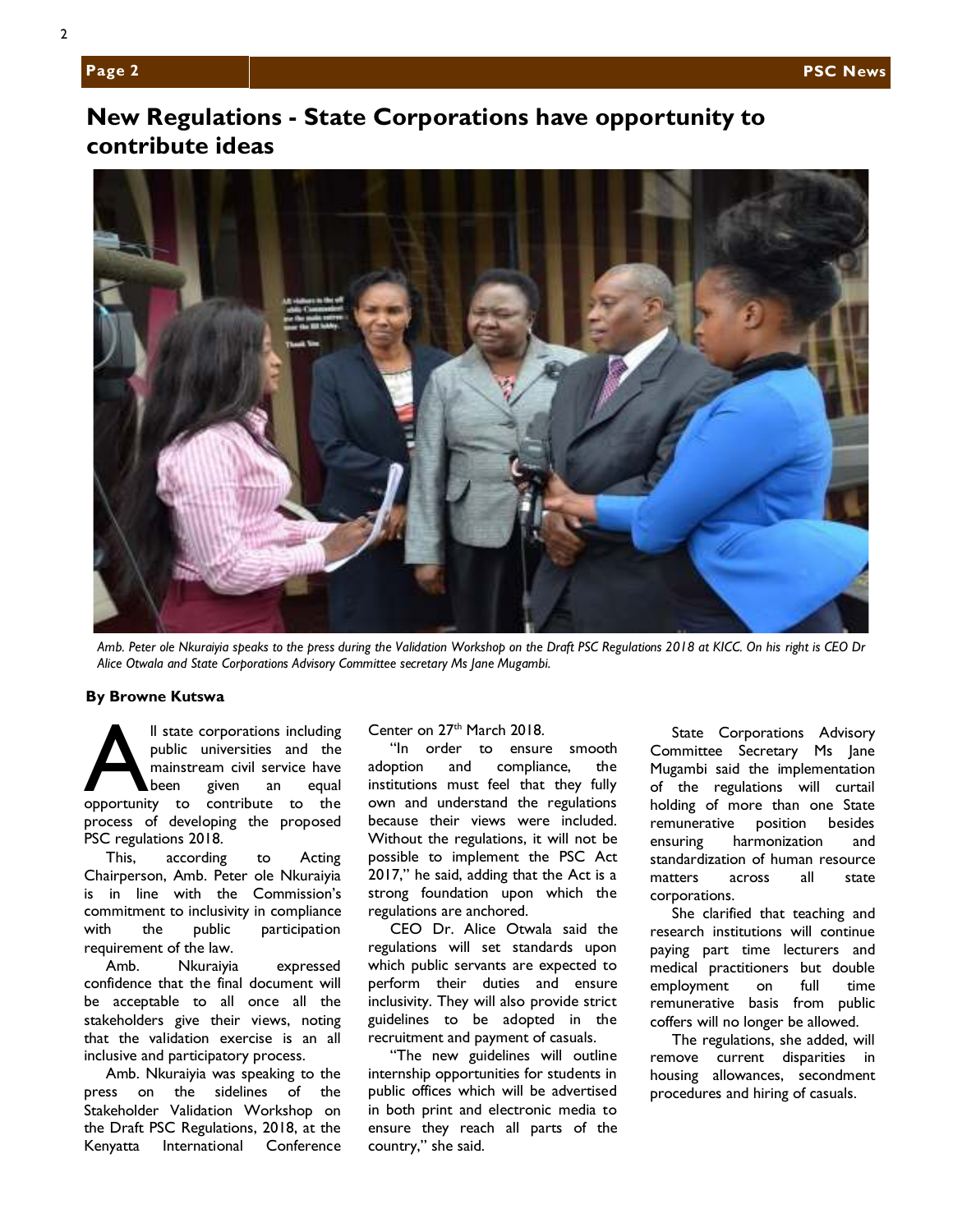# New Regulations - State Corporations have opportunity to contribute ideas

*Amb. Peter ole Nkuraiyia speaks to the press during the Validation Workshop on the Draft PSC Regulations 2018 at KICC. On his right is CEO Dr Alice Otwala and State Corporations Advisory Committee secretary Ms Jane Mugambi.*

**By Browne Kutswa**

All state corporations including public universities and the mainstream civil service have been given an equal opportunity to contribute to the process of developing the proposed PSC regulations 2018.

This, according to Acting Chairperson, Amb. Peter ole Nkuraiyia is in line with the Commission's commitment to inclusivity in compliance with the public participation requirement of the law.

Amb. Nkuraiyia expressed confidence that the final document will be acceptable to all once all the stakeholders give their views, noting that the validation exercise is an all inclusive and participatory process.

Amb. Nkuraiyia was speaking to the press on the sidelines of the Stakeholder Validation Workshop on the Draft PSC Regulations, 2018, at the Kenyatta International Conference Center on 27th March 2018.

"In order to ensure smooth adoption and compliance, the institutions must feel that they fully own and understand the regulations because their views were included. Without the regulations, it will not be possible to implement the PSC Act 2017," he said, adding that the Act is a strong foundation upon which the regulations are anchored.

CEO Dr. Alice Otwala said the regulations will set standards upon which public servants are expected to perform their duties and ensure inclusivity. They will also provide strict guidelines to be adopted in the recruitment and payment of casuals.

"The new guidelines will outline internship opportunities for students in public offices which will be advertised in both print and electronic media to ensure they reach all parts of the country," she said.

State Corporations Advisory Committee Secretary Ms Jane Mugambi said the implementation of the regulations will curtail holding of more than one State remunerative position besides ensuring harmonization and standardization of human resource matters across all state corporations.

She clarified that teaching and research institutions will continue paying part time lecturers and medical practitioners but double employment on full time remunerative basis from public coffers will no longer be allowed.

The regulations, she added, will remove current disparities in housing allowances, secondment procedures and hiring of casuals.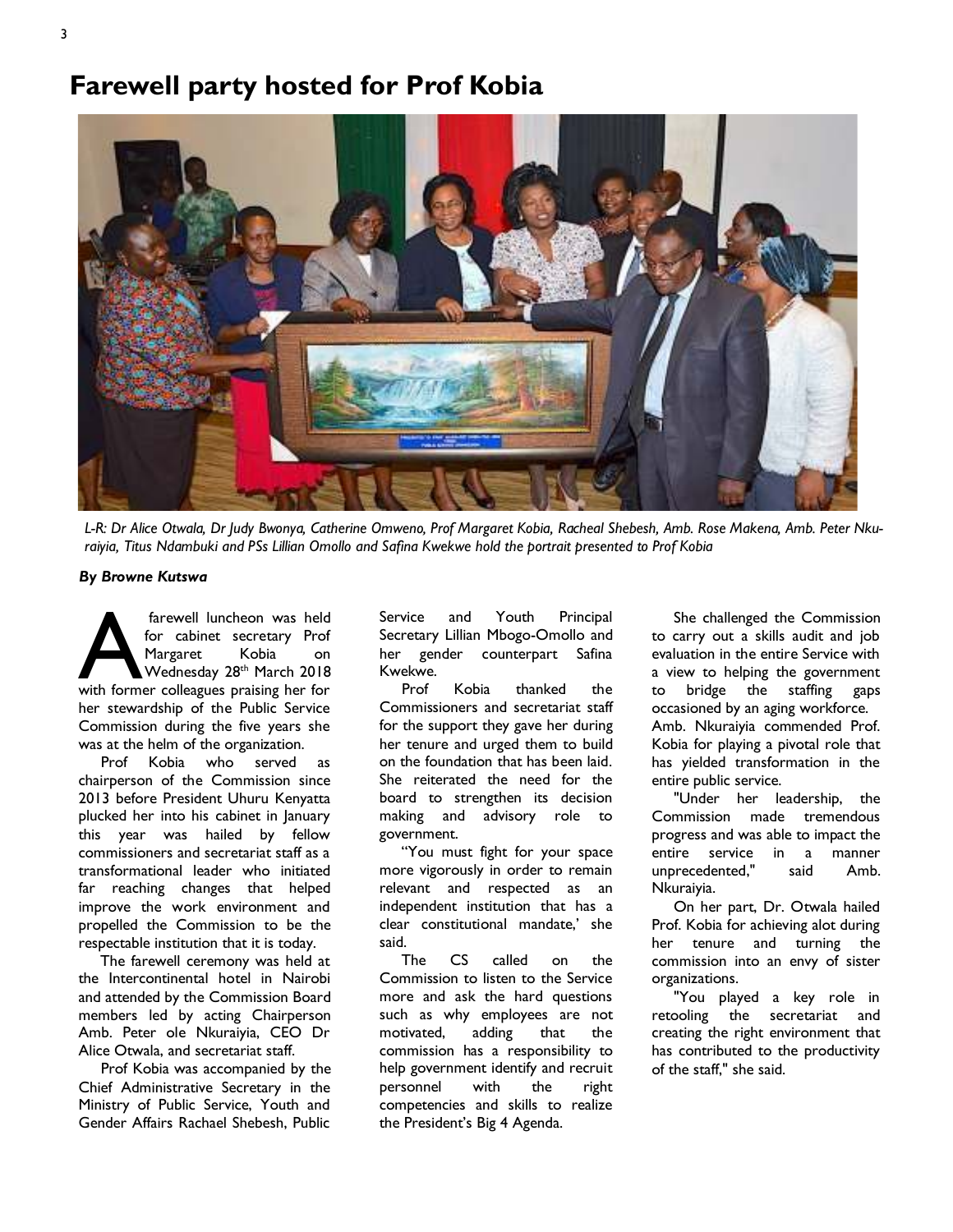# Farewell party hosted for Prof Kobia

*L-R: Dr Alice Otwala, Dr Judy Bwonya, Catherine Omweno, Prof Margaret Kobia, Racheal Shebesh, Amb. Rose Makena, Amb. Peter Nkuraiyia, Titus Ndambuki and PSs Lillian Omollo and Safina Kwekwe hold the portrait presented to Prof Kobia*

***By Browne Kutswa***

A farewell luncheon was held for cabinet secretary Prof Margaret Kobia on Wednesday 28th March 2018 with former colleagues praising her for her stewardship of the Public Service Commission during the five years she was at the helm of the organization.

Prof Kobia who served as chairperson of the Commission since 2013 before President Uhuru Kenyatta plucked her into his cabinet in January this year was hailed by fellow commissioners and secretariat staff as a transformational leader who initiated far reaching changes that helped improve the work environment and propelled the Commission to be the respectable institution that it is today.

The farewell ceremony was held at the Intercontinental hotel in Nairobi and attended by the Commission Board members led by acting Chairperson Amb. Peter ole Nkuraiyia, CEO Dr Alice Otwala, and secretariat staff.

Prof Kobia was accompanied by the Chief Administrative Secretary in the Ministry of Public Service, Youth and Gender Affairs Rachael Shebesh, Public Service and Youth Principal Secretary Lillian Mbogo-Omollo and her gender counterpart Safina Kwekwe.

Prof Kobia thanked the Commissioners and secretariat staff for the support they gave her during her tenure and urged them to build on the foundation that has been laid. She reiterated the need for the board to strengthen its decision making and advisory role to government.

"You must fight for your space more vigorously in order to remain relevant and respected as an independent institution that has a clear constitutional mandate,' she said.

The CS called on the Commission to listen to the Service more and ask the hard questions such as why employees are not motivated, adding that the commission has a responsibility to help government identify and recruit personnel with the right competencies and skills to realize the President's Big 4 Agenda.

She challenged the Commission to carry out a skills audit and job evaluation in the entire Service with a view to helping the government to bridge the staffing gaps occasioned by an aging workforce.
Amb. Nkuraiyia commended Prof. Kobia for playing a pivotal role that has yielded transformation in the entire public service.

"Under her leadership, the Commission made tremendous progress and was able to impact the entire service in a manner unprecedented," said Amb. Nkuraiyia.

On her part, Dr. Otwala hailed Prof. Kobia for achieving alot during her tenure and turning the commission into an envy of sister organizations.

"You played a key role in retooling the secretariat and creating the right environment that has contributed to the productivity of the staff," she said.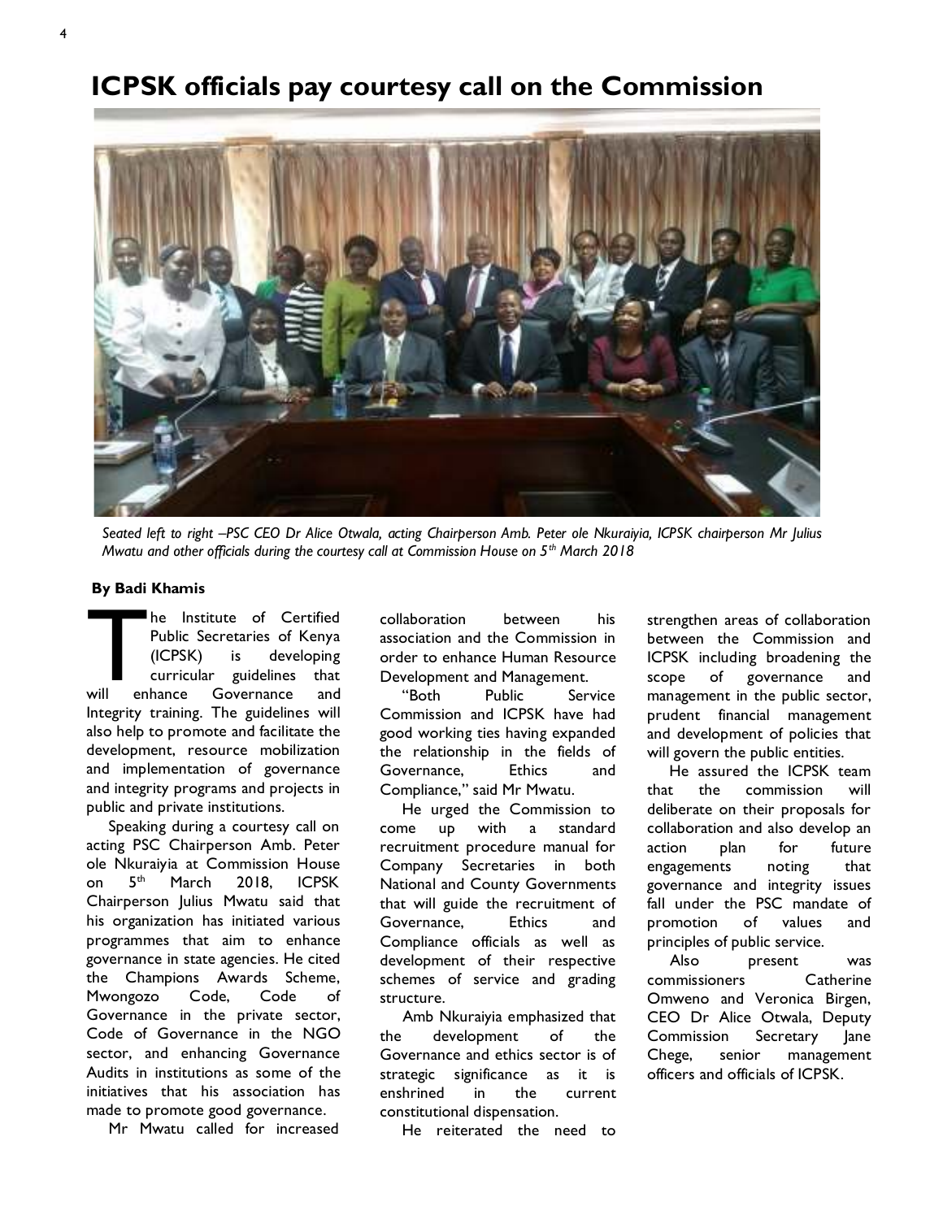# ICPSK officials pay courtesy call on the Commission

*Seated left to right –PSC CEO Dr Alice Otwala, acting Chairperson Amb. Peter ole Nkuraiyia, ICPSK chairperson Mr Julius Mwatu and other officials during the courtesy call at Commission House on 5th March 2018*

**By Badi Khamis**

The Institute of Certified Public Secretaries of Kenya (ICPSK) is developing curricular guidelines that will enhance Governance and Integrity training. The guidelines will also help to promote and facilitate the development, resource mobilization and implementation of governance and integrity programs and projects in public and private institutions.

Speaking during a courtesy call on acting PSC Chairperson Amb. Peter ole Nkuraiyia at Commission House on 5th March 2018, ICPSK Chairperson Julius Mwatu said that his organization has initiated various programmes that aim to enhance governance in state agencies. He cited the Champions Awards Scheme, Mwongozo Code, Code of Governance in the private sector, Code of Governance in the NGO sector, and enhancing Governance Audits in institutions as some of the initiatives that his association has made to promote good governance.

Mr Mwatu called for increased collaboration between his association and the Commission in order to enhance Human Resource Development and Management.

"Both Public Service Commission and ICPSK have had good working ties having expanded the relationship in the fields of Governance, Ethics and Compliance," said Mr Mwatu.

He urged the Commission to come up with a standard recruitment procedure manual for Company Secretaries in both National and County Governments that will guide the recruitment of Governance, Ethics and Compliance officials as well as development of their respective schemes of service and grading structure.

Amb Nkuraiyia emphasized that the development of the Governance and ethics sector is of strategic significance as it is enshrined in the current constitutional dispensation.

He reiterated the need to strengthen areas of collaboration between the Commission and ICPSK including broadening the scope of governance and management in the public sector, prudent financial management and development of policies that will govern the public entities.

He assured the ICPSK team that the commission will deliberate on their proposals for collaboration and also develop an action plan for future engagements noting that governance and integrity issues fall under the PSC mandate of promotion of values and principles of public service.

Also present was commissioners Catherine Omweno and Veronica Birgen, CEO Dr Alice Otwala, Deputy Commission Secretary Jane Chege, senior management officers and officials of ICPSK.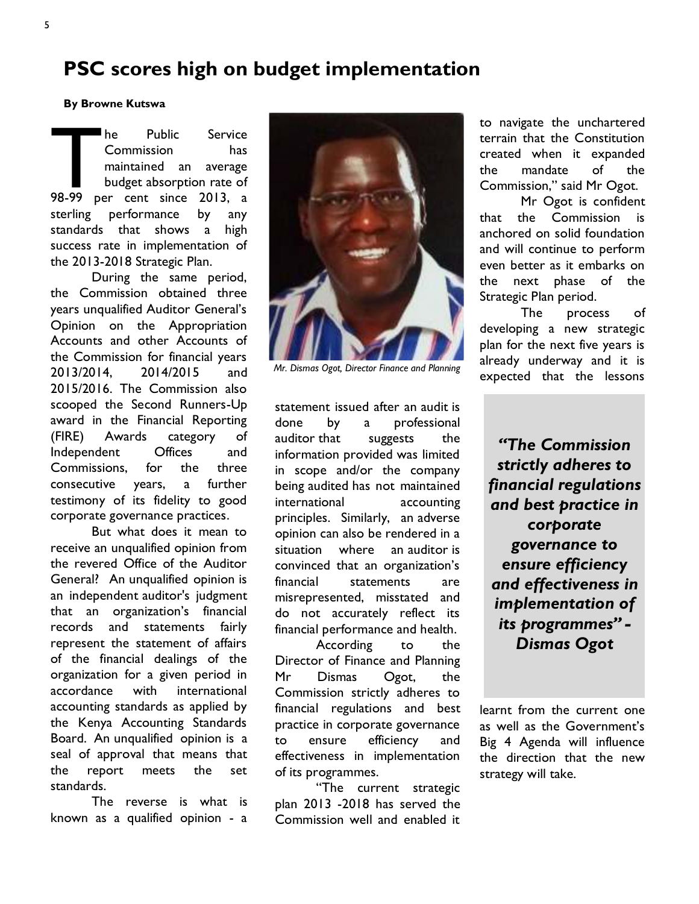# PSC scores high on budget implementation

**By Browne Kutswa**

The Public Service Commission has maintained an average budget absorption rate of 98-99 per cent since 2013, a sterling performance by any standards that shows a high success rate in implementation of the 2013-2018 Strategic Plan.

During the same period, the Commission obtained three years unqualified Auditor General's Opinion on the Appropriation Accounts and other Accounts of the Commission for financial years 2013/2014, 2014/2015 and 2015/2016. The Commission also scooped the Second Runners-Up award in the Financial Reporting (FIRE) Awards category of Independent Offices and Commissions, for the three consecutive years, a further testimony of its fidelity to good corporate governance practices.

But what does it mean to receive an unqualified opinion from the revered Office of the Auditor General? An unqualified opinion is an independent auditor's judgment that an organization's financial records and statements fairly represent the statement of affairs of the financial dealings of the organization for a given period in accordance with international accounting standards as applied by the Kenya Accounting Standards Board. An unqualified opinion is a seal of approval that means that the report meets the set standards.

The reverse is what is known as a qualified opinion - a statement issued after an audit is done by a professional auditor that suggests the information provided was limited in scope and/or the company being audited has not maintained international accounting principles. Similarly, an adverse opinion can also be rendered in a situation where an auditor is convinced that an organization's financial statements are misrepresented, misstated and do not accurately reflect its financial performance and health.

*Mr. Dismas Ogot, Director Finance and Planning*

According to the Director of Finance and Planning Mr Dismas Ogot, the Commission strictly adheres to financial regulations and best practice in corporate governance to ensure efficiency and effectiveness in implementation of its programmes.

"The current strategic plan 2013 -2018 has served the Commission well and enabled it to navigate the unchartered terrain that the Constitution created when it expanded the mandate of the Commission," said Mr Ogot.

Mr Ogot is confident that the Commission is anchored on solid foundation and will continue to perform even better as it embarks on the next phase of the Strategic Plan period.

> ***"The Commission strictly adheres to financial regulations and best practice in corporate governance to ensure efficiency and effectiveness in implementation of its programmes" - Dismas Ogot***

The process of developing a new strategic plan for the next five years is already underway and it is expected that the lessons learnt from the current one as well as the Government's Big 4 Agenda will influence the direction that the new strategy will take.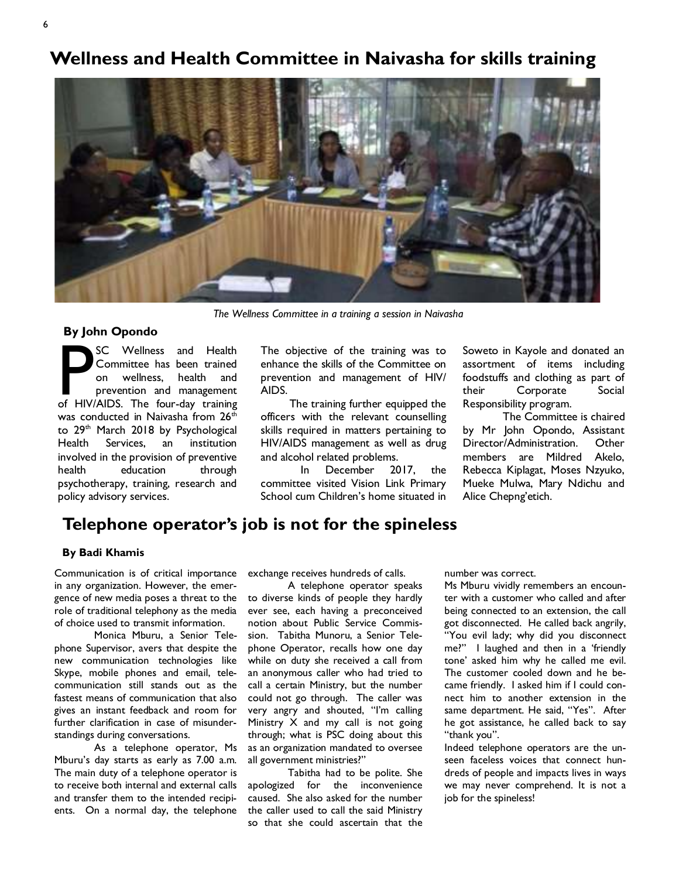## Wellness and Health Committee in Naivasha for skills training

*The Wellness Committee in a training a session in Naivasha*

**By John Opondo**

PSC Wellness and Health Committee has been trained on wellness, health and prevention and management of HIV/AIDS. The four-day training was conducted in Naivasha from 26th to 29th March 2018 by Psychological Health Services, an institution involved in the provision of preventive health education through psychotherapy, training, research and policy advisory services.

The objective of the training was to enhance the skills of the Committee on prevention and management of HIV/AIDS.

The training further equipped the officers with the relevant counselling skills required in matters pertaining to HIV/AIDS management as well as drug and alcohol related problems.

In December 2017, the committee visited Vision Link Primary School cum Children's home situated in Soweto in Kayole and donated an assortment of items including foodstuffs and clothing as part of their Corporate Social Responsibility program.

The Committee is chaired by Mr John Opondo, Assistant Director/Administration. Other members are Mildred Akelo, Rebecca Kiplagat, Moses Nzyuko, Mueke Mulwa, Mary Ndichu and Alice Chepng'etich.

## Telephone operator's job is not for the spineless

**By Badi Khamis**

Communication is of critical importance in any organization. However, the emergence of new media poses a threat to the role of traditional telephony as the media of choice used to transmit information.

Monica Mburu, a Senior Telephone Supervisor, avers that despite the new communication technologies like Skype, mobile phones and email, telecommunication still stands out as the fastest means of communication that also gives an instant feedback and room for further clarification in case of misunderstandings during conversations.

As a telephone operator, Ms Mburu's day starts as early as 7.00 a.m. The main duty of a telephone operator is to receive both internal and external calls and transfer them to the intended recipients. On a normal day, the telephone exchange receives hundreds of calls.

A telephone operator speaks to diverse kinds of people they hardly ever see, each having a preconceived notion about Public Service Commission. Tabitha Munoru, a Senior Telephone Operator, recalls how one day while on duty she received a call from an anonymous caller who had tried to call a certain Ministry, but the number could not go through. The caller was very angry and shouted, "I'm calling Ministry X and my call is not going through; what is PSC doing about this as an organization mandated to oversee all government ministries?"

Tabitha had to be polite. She apologized for the inconvenience caused. She also asked for the number the caller used to call the said Ministry so that she could ascertain that the number was correct.

Ms Mburu vividly remembers an encounter with a customer who called and after being connected to an extension, the call got disconnected. He called back angrily, "You evil lady; why did you disconnect me?" I laughed and then in a 'friendly tone' asked him why he called me evil. The customer cooled down and he became friendly. I asked him if I could connect him to another extension in the same department. He said, "Yes". After he got assistance, he called back to say "thank you".

Indeed telephone operators are the unseen faceless voices that connect hundreds of people and impacts lives in ways we may never comprehend. It is not a job for the spineless!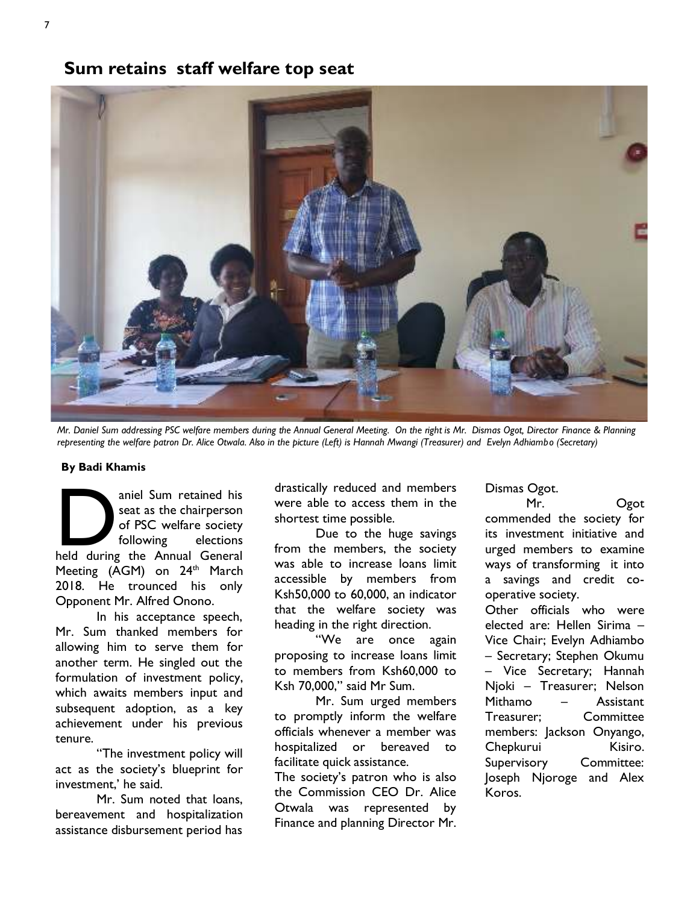## Sum retains staff welfare top seat

*Mr. Daniel Sum addressing PSC welfare members during the Annual General Meeting. On the right is Mr. Dismas Ogot, Director Finance & Planning representing the welfare patron Dr. Alice Otwala. Also in the picture (Left) is Hannah Mwangi (Treasurer) and Evelyn Adhiambo (Secretary)*

**By Badi Khamis**

Daniel Sum retained his seat as the chairperson of PSC welfare society following elections held during the Annual General Meeting (AGM) on 24th March 2018. He trounced his only Opponent Mr. Alfred Onono.

In his acceptance speech, Mr. Sum thanked members for allowing him to serve them for another term. He singled out the formulation of investment policy, which awaits members input and subsequent adoption, as a key achievement under his previous tenure.

"The investment policy will act as the society's blueprint for investment,' he said.

Mr. Sum noted that loans, bereavement and hospitalization assistance disbursement period has drastically reduced and members were able to access them in the shortest time possible.

Due to the huge savings from the members, the society was able to increase loans limit accessible by members from Ksh50,000 to 60,000, an indicator that the welfare society was heading in the right direction.

"We are once again proposing to increase loans limit to members from Ksh60,000 to Ksh 70,000," said Mr Sum.

Mr. Sum urged members to promptly inform the welfare officials whenever a member was hospitalized or bereaved to facilitate quick assistance.

The society's patron who is also the Commission CEO Dr. Alice Otwala was represented by Finance and planning Director Mr. Dismas Ogot.

Mr. Ogot commended the society for its investment initiative and urged members to examine ways of transforming it into a savings and credit co-operative society.

Other officials who were elected are: Hellen Sirima – Vice Chair; Evelyn Adhiambo – Secretary; Stephen Okumu – Vice Secretary; Hannah Njoki – Treasurer; Nelson Mithamo – Assistant Treasurer; Committee members: Jackson Onyango, Chepkurui Kisiro. Supervisory Committee: Joseph Njoroge and Alex Koros.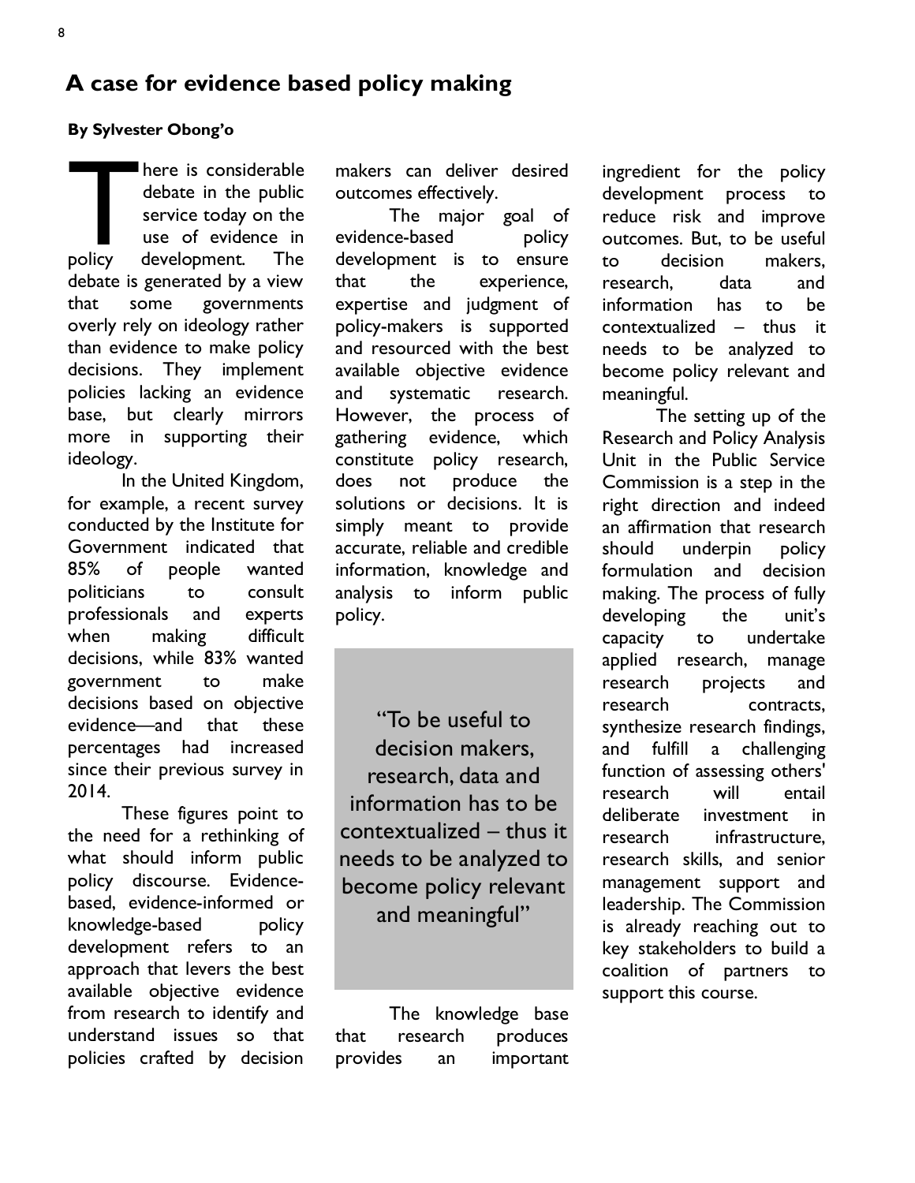## A case for evidence based policy making

**By Sylvester Obong'o**

There is considerable debate in the public service today on the use of evidence in policy development. The debate is generated by a view that some governments overly rely on ideology rather than evidence to make policy decisions. They implement policies lacking an evidence base, but clearly mirrors more in supporting their ideology.

In the United Kingdom, for example, a recent survey conducted by the Institute for Government indicated that 85% of people wanted politicians to consult professionals and experts when making difficult decisions, while 83% wanted government to make decisions based on objective evidence—and that these percentages had increased since their previous survey in 2014.

These figures point to the need for a rethinking of what should inform public policy discourse. Evidence-based, evidence-informed or knowledge-based policy development refers to an approach that levers the best available objective evidence from research to identify and understand issues so that policies crafted by decision makers can deliver desired outcomes effectively.

The major goal of evidence-based policy development is to ensure that the experience, expertise and judgment of policy-makers is supported and resourced with the best available objective evidence and systematic research. However, the process of gathering evidence, which constitute policy research, does not produce the solutions or decisions. It is simply meant to provide accurate, reliable and credible information, knowledge and analysis to inform public policy.

> "To be useful to decision makers, research, data and information has to be contextualized – thus it needs to be analyzed to become policy relevant and meaningful"

The knowledge base that research produces provides an important ingredient for the policy development process to reduce risk and improve outcomes. But, to be useful to decision makers, research, data and information has to be contextualized – thus it needs to be analyzed to become policy relevant and meaningful.

The setting up of the Research and Policy Analysis Unit in the Public Service Commission is a step in the right direction and indeed an affirmation that research should underpin policy formulation and decision making. The process of fully developing the unit's capacity to undertake applied research, manage research projects and research contracts, synthesize research findings, and fulfill a challenging function of assessing others' research will entail deliberate investment in research infrastructure, research skills, and senior management support and leadership. The Commission is already reaching out to key stakeholders to build a coalition of partners to support this course.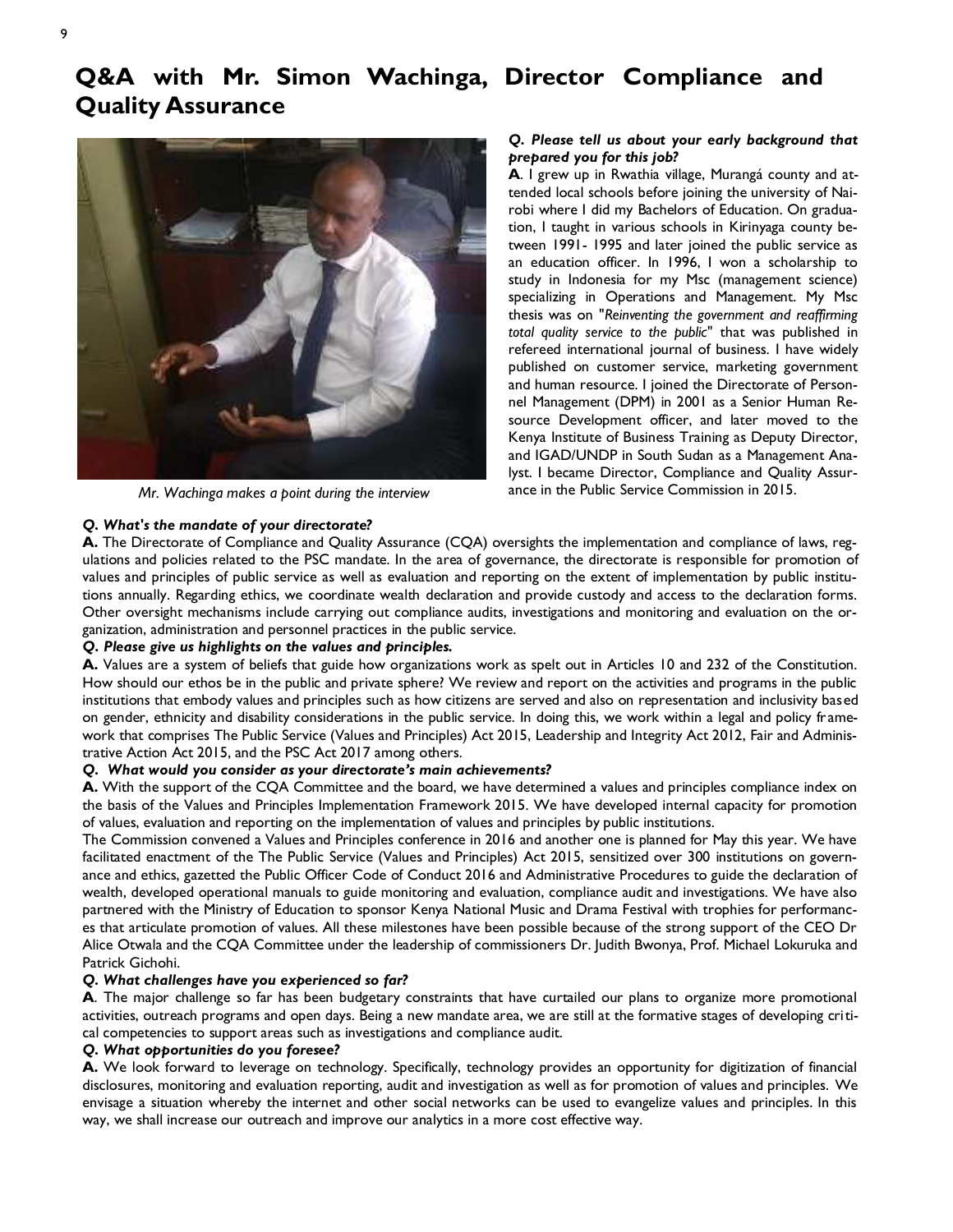# Q&A with Mr. Simon Wachinga, Director Compliance and Quality Assurance

*Mr. Wachinga makes a point during the interview*

***Q. Please tell us about your early background that prepared you for this job?***

**A**. I grew up in Rwathia village, Murangá county and attended local schools before joining the university of Nairobi where I did my Bachelors of Education. On graduation, I taught in various schools in Kirinyaga county between 1991- 1995 and later joined the public service as an education officer. In 1996, I won a scholarship to study in Indonesia for my Msc (management science) specializing in Operations and Management. My Msc thesis was on "*Reinventing the government and reaffirming total quality service to the public*" that was published in refereed international journal of business. I have widely published on customer service, marketing government and human resource. I joined the Directorate of Personnel Management (DPM) in 2001 as a Senior Human Resource Development officer, and later moved to the Kenya Institute of Business Training as Deputy Director, and IGAD/UNDP in South Sudan as a Management Analyst. I became Director, Compliance and Quality Assurance in the Public Service Commission in 2015.

***Q. What's the mandate of your directorate?***

**A.** The Directorate of Compliance and Quality Assurance (CQA) oversights the implementation and compliance of laws, regulations and policies related to the PSC mandate. In the area of governance, the directorate is responsible for promotion of values and principles of public service as well as evaluation and reporting on the extent of implementation by public institutions annually. Regarding ethics, we coordinate wealth declaration and provide custody and access to the declaration forms. Other oversight mechanisms include carrying out compliance audits, investigations and monitoring and evaluation on the organization, administration and personnel practices in the public service.

***Q. Please give us highlights on the values and principles.***

**A.** Values are a system of beliefs that guide how organizations work as spelt out in Articles 10 and 232 of the Constitution. How should our ethos be in the public and private sphere? We review and report on the activities and programs in the public institutions that embody values and principles such as how citizens are served and also on representation and inclusivity based on gender, ethnicity and disability considerations in the public service. In doing this, we work within a legal and policy framework that comprises The Public Service (Values and Principles) Act 2015, Leadership and Integrity Act 2012, Fair and Administrative Action Act 2015, and the PSC Act 2017 among others.

***Q. What would you consider as your directorate's main achievements?***

**A.** With the support of the CQA Committee and the board, we have determined a values and principles compliance index on the basis of the Values and Principles Implementation Framework 2015. We have developed internal capacity for promotion of values, evaluation and reporting on the implementation of values and principles by public institutions.

The Commission convened a Values and Principles conference in 2016 and another one is planned for May this year. We have facilitated enactment of the The Public Service (Values and Principles) Act 2015, sensitized over 300 institutions on governance and ethics, gazetted the Public Officer Code of Conduct 2016 and Administrative Procedures to guide the declaration of wealth, developed operational manuals to guide monitoring and evaluation, compliance audit and investigations. We have also partnered with the Ministry of Education to sponsor Kenya National Music and Drama Festival with trophies for performances that articulate promotion of values. All these milestones have been possible because of the strong support of the CEO Dr Alice Otwala and the CQA Committee under the leadership of commissioners Dr. Judith Bwonya, Prof. Michael Lokuruka and Patrick Gichohi.

***Q. What challenges have you experienced so far?***

**A**. The major challenge so far has been budgetary constraints that have curtailed our plans to organize more promotional activities, outreach programs and open days. Being a new mandate area, we are still at the formative stages of developing critical competencies to support areas such as investigations and compliance audit.

***Q. What opportunities do you foresee?***

**A.** We look forward to leverage on technology. Specifically, technology provides an opportunity for digitization of financial disclosures, monitoring and evaluation reporting, audit and investigation as well as for promotion of values and principles. We envisage a situation whereby the internet and other social networks can be used to evangelize values and principles. In this way, we shall increase our outreach and improve our analytics in a more cost effective way.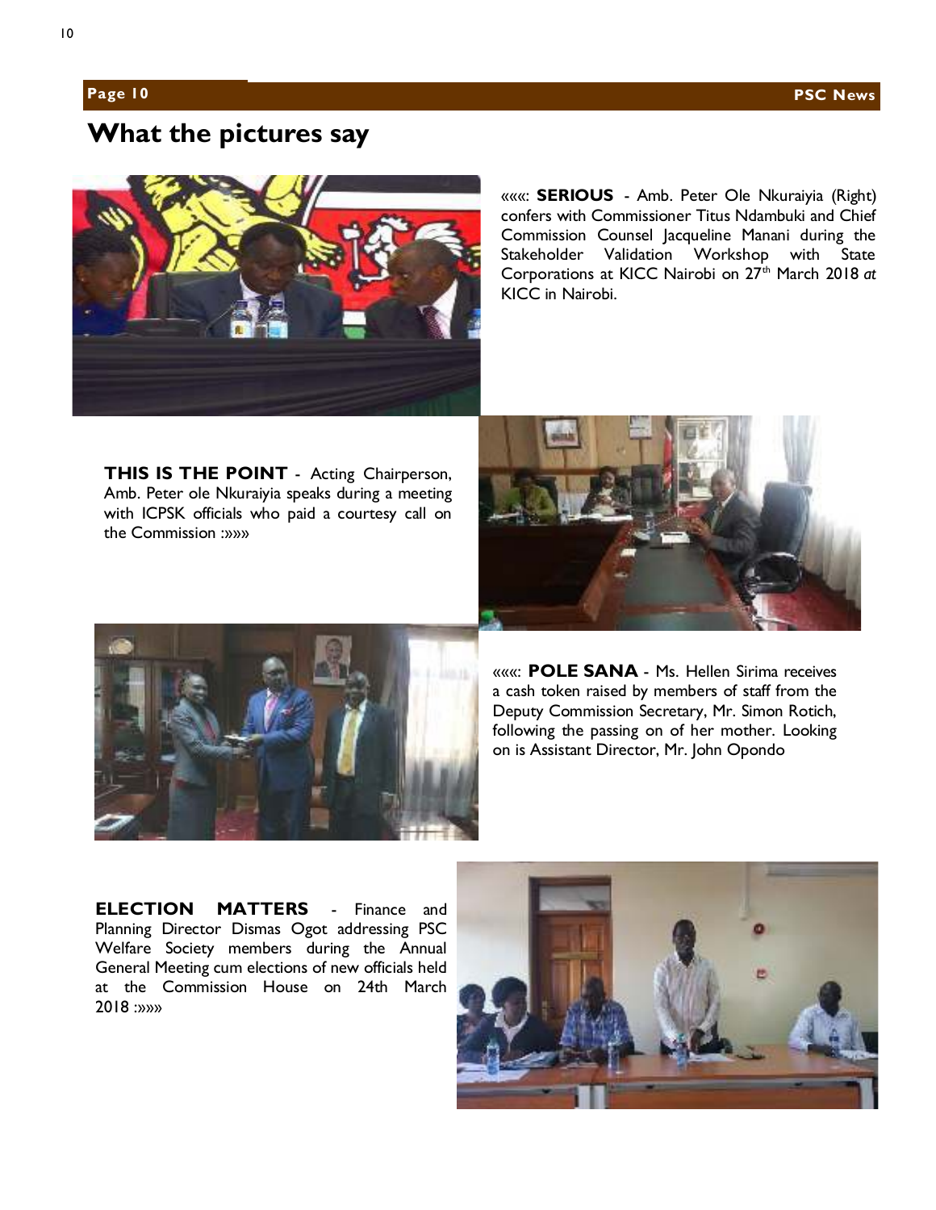# What the pictures say

«««: **SERIOUS** - Amb. Peter Ole Nkuraiyia (Right) confers with Commissioner Titus Ndambuki and Chief Commission Counsel Jacqueline Manani during the Stakeholder Validation Workshop with State Corporations at KICC Nairobi on 27th March 2018 *at* KICC in Nairobi.

**THIS IS THE POINT** - Acting Chairperson, Amb. Peter ole Nkuraiyia speaks during a meeting with ICPSK officials who paid a courtesy call on the Commission :»»»

«««: **POLE SANA** - Ms. Hellen Sirima receives a cash token raised by members of staff from the Deputy Commission Secretary, Mr. Simon Rotich, following the passing on of her mother. Looking on is Assistant Director, Mr. John Opondo

**ELECTION MATTERS** - Finance and Planning Director Dismas Ogot addressing PSC Welfare Society members during the Annual General Meeting cum elections of new officials held at the Commission House on 24th March 2018 :»»»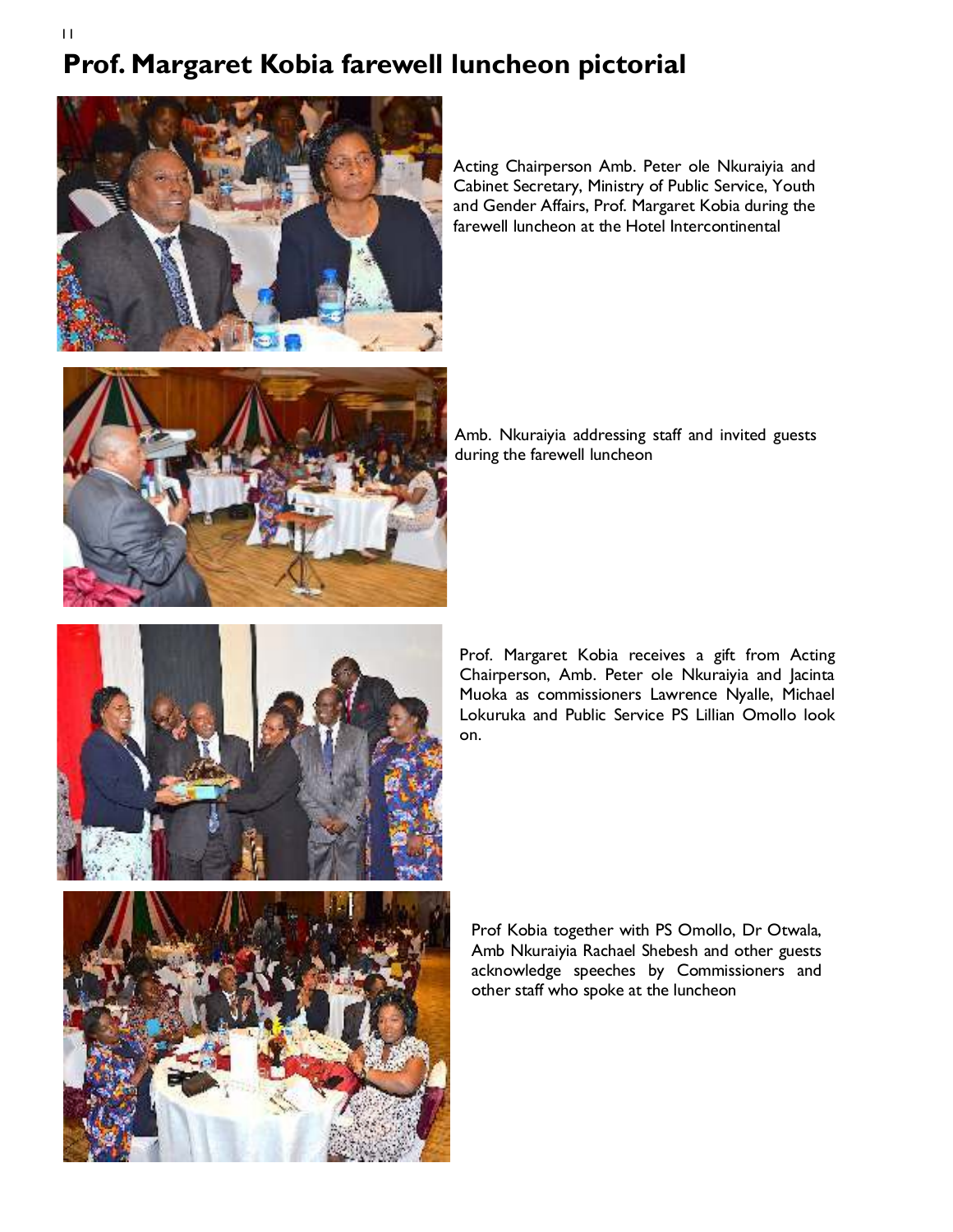# Prof. Margaret Kobia farewell luncheon pictorial

Acting Chairperson Amb. Peter ole Nkuraiyia and Cabinet Secretary, Ministry of Public Service, Youth and Gender Affairs, Prof. Margaret Kobia during the farewell luncheon at the Hotel Intercontinental

Amb. Nkuraiyia addressing staff and invited guests during the farewell luncheon

Prof. Margaret Kobia receives a gift from Acting Chairperson, Amb. Peter ole Nkuraiyia and Jacinta Muoka as commissioners Lawrence Nyalle, Michael Lokuruka and Public Service PS Lillian Omollo look on.

Prof Kobia together with PS Omollo, Dr Otwala, Amb Nkuraiyia Rachael Shebesh and other guests acknowledge speeches by Commissioners and other staff who spoke at the luncheon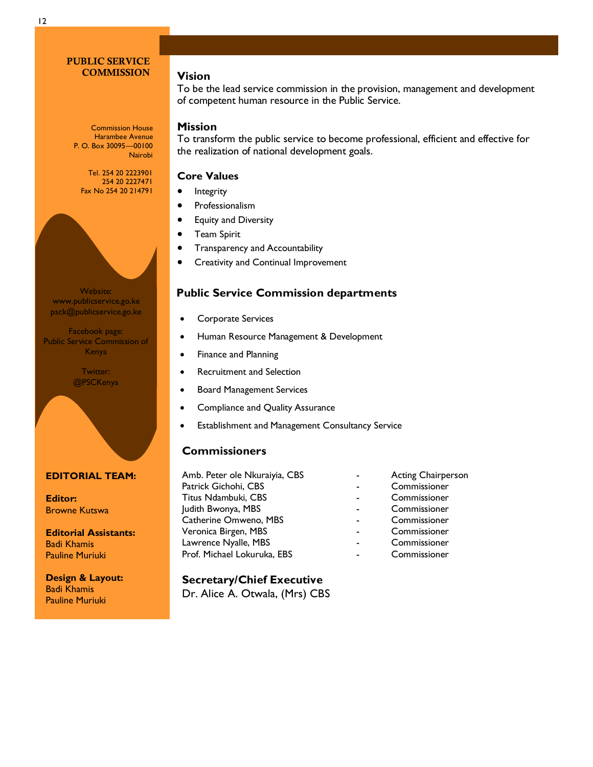**PUBLIC SERVICE COMMISSION**

Commission House
Harambee Avenue
P. O. Box 30095—00100
Nairobi

Tel. 254 20 2223901
254 20 2227471
Fax No 254 20 214791

Website:
www.publicservice.go.ke
psck@publicservice.go.ke

Facebook page:
Public Service Commission of Kenya

Twitter:
@PSCKenya

**EDITORIAL TEAM:**

**Editor:**
Browne Kutswa

**Editorial Assistants:**
Badi Khamis
Pauline Muriuki

**Design & Layout:**
Badi Khamis
Pauline Muriuki

## Vision

To be the lead service commission in the provision, management and development of competent human resource in the Public Service.

## Mission

To transform the public service to become professional, efficient and effective for the realization of national development goals.

## Core Values

- Integrity
- Professionalism
- Equity and Diversity
- Team Spirit
- Transparency and Accountability
- Creativity and Continual Improvement

## Public Service Commission departments

- Corporate Services
- Human Resource Management & Development
- Finance and Planning
- Recruitment and Selection
- Board Management Services
- Compliance and Quality Assurance
- Establishment and Management Consultancy Service

## Commissioners

| | | |
|---|---|---|
| Amb. Peter ole Nkuraiyia, CBS | - | Acting Chairperson |
| Patrick Gichohi, CBS | - | Commissioner |
| Titus Ndambuki, CBS | - | Commissioner |
| Judith Bwonya, MBS | - | Commissioner |
| Catherine Omweno, MBS | - | Commissioner |
| Veronica Birgen, MBS | - | Commissioner |
| Lawrence Nyalle, MBS | - | Commissioner |
| Prof. Michael Lokuruka, EBS | - | Commissioner |

## Secretary/Chief Executive

Dr. Alice A. Otwala, (Mrs) CBS